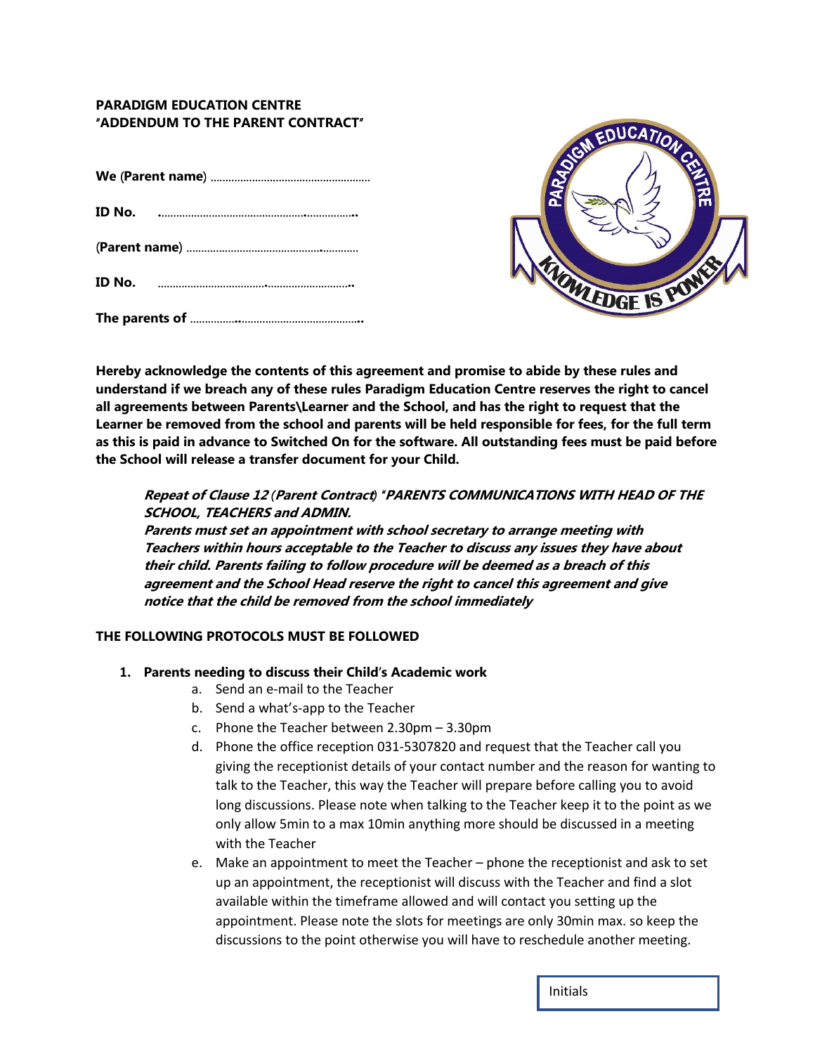**PARADIGM EDUCATION CENTRE**
**"ADDENDUM TO THE PARENT CONTRACT"**

**We (Parent name)** ………………………………………………

**ID No.** …………………………………………………………..

**(Parent name)** ………………………………………………

**ID No.** …………………………………………………………..

**The parents of** ………………………………………………..

**Hereby acknowledge the contents of this agreement and promise to abide by these rules and understand if we breach any of these rules Paradigm Education Centre reserves the right to cancel all agreements between Parents\Learner and the School, and has the right to request that the Learner be removed from the school and parents will be held responsible for fees, for the full term as this is paid in advance to Switched On for the software. All outstanding fees must be paid before the School will release a transfer document for your Child.**

> ***Repeat of Clause 12 (Parent Contract) "PARENTS COMMUNICATIONS WITH HEAD OF THE SCHOOL, TEACHERS and ADMIN.***
> ***Parents must set an appointment with school secretary to arrange meeting with Teachers within hours acceptable to the Teacher to discuss any issues they have about their child. Parents failing to follow procedure will be deemed as a breach of this agreement and the School Head reserve the right to cancel this agreement and give notice that the child be removed from the school immediately***

**THE FOLLOWING PROTOCOLS MUST BE FOLLOWED**

1. **Parents needing to discuss their Child's Academic work**
    a. Send an e-mail to the Teacher
    b. Send a what's-app to the Teacher
    c. Phone the Teacher between 2.30pm – 3.30pm
    d. Phone the office reception 031-5307820 and request that the Teacher call you giving the receptionist details of your contact number and the reason for wanting to talk to the Teacher, this way the Teacher will prepare before calling you to avoid long discussions. Please note when talking to the Teacher keep it to the point as we only allow 5min to a max 10min anything more should be discussed in a meeting with the Teacher
    e. Make an appointment to meet the Teacher – phone the receptionist and ask to set up an appointment, the receptionist will discuss with the Teacher and find a slot available within the timeframe allowed and will contact you setting up the appointment. Please note the slots for meetings are only 30min max. so keep the discussions to the point otherwise you will have to reschedule another meeting.

Initials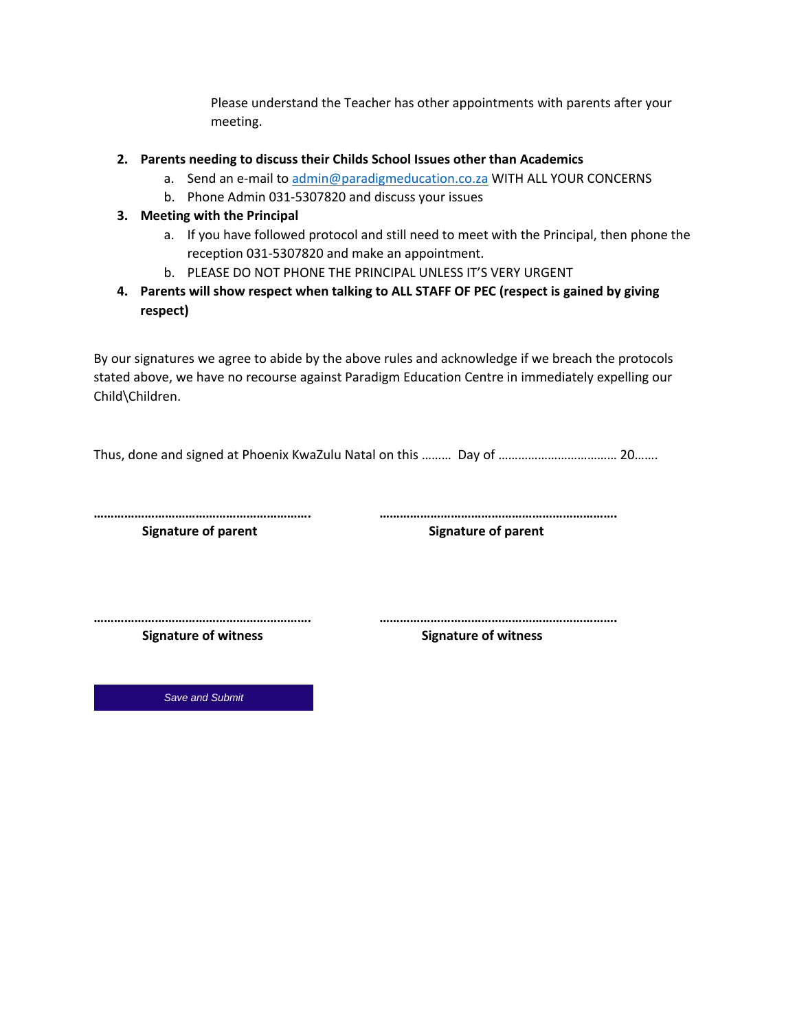Please understand the Teacher has other appointments with parents after your meeting.

2. **Parents needing to discuss their Childs School Issues other than Academics**
   a. Send an e-mail to admin@paradigmeducation.co.za WITH ALL YOUR CONCERNS
   b. Phone Admin 031-5307820 and discuss your issues
3. **Meeting with the Principal**
   a. If you have followed protocol and still need to meet with the Principal, then phone the reception 031-5307820 and make an appointment.
   b. PLEASE DO NOT PHONE THE PRINCIPAL UNLESS IT'S VERY URGENT
4. **Parents will show respect when talking to ALL STAFF OF PEC (respect is gained by giving respect)**

By our signatures we agree to abide by the above rules and acknowledge if we breach the protocols stated above, we have no recourse against Paradigm Education Centre in immediately expelling our Child\Children.

Thus, done and signed at Phoenix KwaZulu Natal on this ……… Day of ……………………………… 20…….

……………………………………………………….
**Signature of parent**

……………………………………………………………
**Signature of parent**

……………………………………………………….
**Signature of witness**

……………………………………………………………
**Signature of witness**

*Save and Submit*